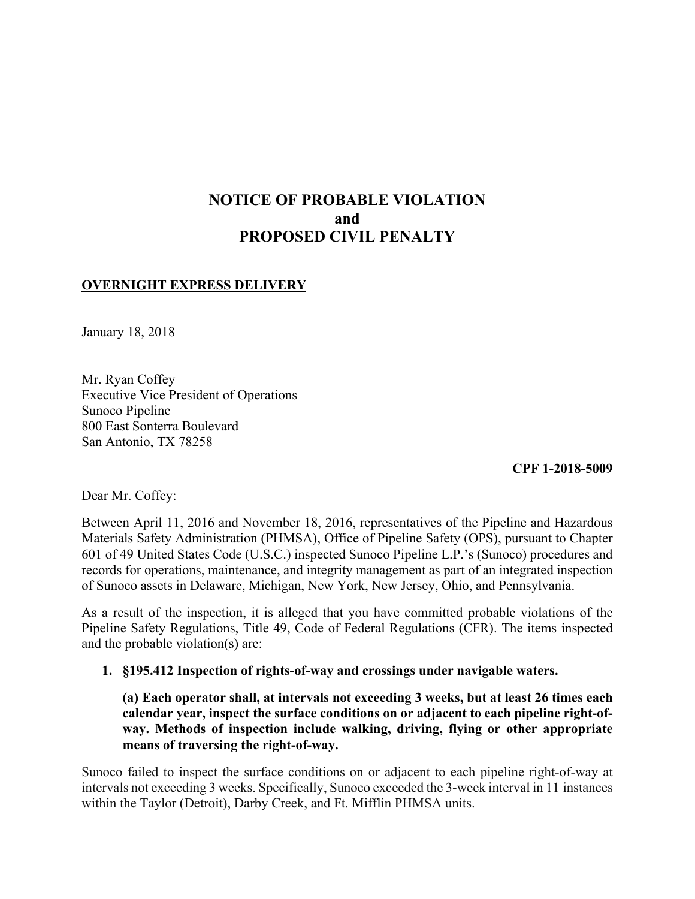# NOTICE OF PROBABLE VIOLATION
# and
# PROPOSED CIVIL PENALTY

**OVERNIGHT EXPRESS DELIVERY**

January 18, 2018

Mr. Ryan Coffey  
Executive Vice President of Operations  
Sunoco Pipeline  
800 East Sonterra Boulevard  
San Antonio, TX 78258

**CPF 1-2018-5009**

Dear Mr. Coffey:

Between April 11, 2016 and November 18, 2016, representatives of the Pipeline and Hazardous Materials Safety Administration (PHMSA), Office of Pipeline Safety (OPS), pursuant to Chapter 601 of 49 United States Code (U.S.C.) inspected Sunoco Pipeline L.P.'s (Sunoco) procedures and records for operations, maintenance, and integrity management as part of an integrated inspection of Sunoco assets in Delaware, Michigan, New York, New Jersey, Ohio, and Pennsylvania.

As a result of the inspection, it is alleged that you have committed probable violations of the Pipeline Safety Regulations, Title 49, Code of Federal Regulations (CFR). The items inspected and the probable violation(s) are:

1. **§195.412 Inspection of rights-of-way and crossings under navigable waters.**

   **(a) Each operator shall, at intervals not exceeding 3 weeks, but at least 26 times each calendar year, inspect the surface conditions on or adjacent to each pipeline right-of-way. Methods of inspection include walking, driving, flying or other appropriate means of traversing the right-of-way.**

Sunoco failed to inspect the surface conditions on or adjacent to each pipeline right-of-way at intervals not exceeding 3 weeks. Specifically, Sunoco exceeded the 3-week interval in 11 instances within the Taylor (Detroit), Darby Creek, and Ft. Mifflin PHMSA units.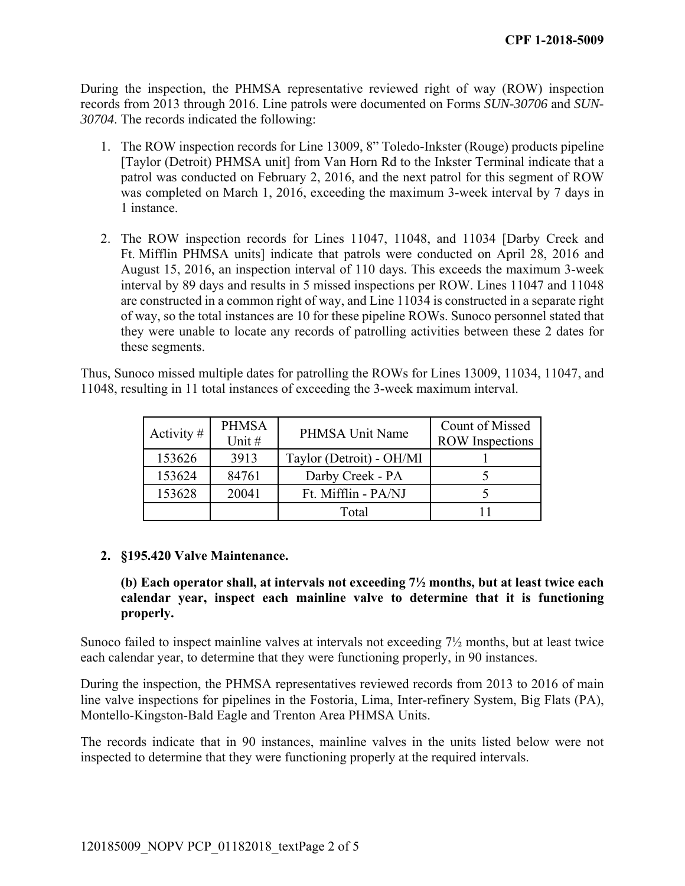During the inspection, the PHMSA representative reviewed right of way (ROW) inspection records from 2013 through 2016. Line patrols were documented on Forms *SUN-30706* and *SUN-30704*. The records indicated the following:

1. The ROW inspection records for Line 13009, 8" Toledo-Inkster (Rouge) products pipeline [Taylor (Detroit) PHMSA unit] from Van Horn Rd to the Inkster Terminal indicate that a patrol was conducted on February 2, 2016, and the next patrol for this segment of ROW was completed on March 1, 2016, exceeding the maximum 3-week interval by 7 days in 1 instance.

2. The ROW inspection records for Lines 11047, 11048, and 11034 [Darby Creek and Ft. Mifflin PHMSA units] indicate that patrols were conducted on April 28, 2016 and August 15, 2016, an inspection interval of 110 days. This exceeds the maximum 3-week interval by 89 days and results in 5 missed inspections per ROW. Lines 11047 and 11048 are constructed in a common right of way, and Line 11034 is constructed in a separate right of way, so the total instances are 10 for these pipeline ROWs. Sunoco personnel stated that they were unable to locate any records of patrolling activities between these 2 dates for these segments.

Thus, Sunoco missed multiple dates for patrolling the ROWs for Lines 13009, 11034, 11047, and 11048, resulting in 11 total instances of exceeding the 3-week maximum interval.

| Activity # | PHMSA Unit # | PHMSA Unit Name | Count of Missed ROW Inspections |
|---|---|---|---|
| 153626 | 3913 | Taylor (Detroit) - OH/MI | 1 |
| 153624 | 84761 | Darby Creek - PA | 5 |
| 153628 | 20041 | Ft. Mifflin - PA/NJ | 5 |
| | | Total | 11 |

**2. §195.420 Valve Maintenance.**

**(b) Each operator shall, at intervals not exceeding 7½ months, but at least twice each calendar year, inspect each mainline valve to determine that it is functioning properly.**

Sunoco failed to inspect mainline valves at intervals not exceeding 7½ months, but at least twice each calendar year, to determine that they were functioning properly, in 90 instances.

During the inspection, the PHMSA representatives reviewed records from 2013 to 2016 of main line valve inspections for pipelines in the Fostoria, Lima, Inter-refinery System, Big Flats (PA), Montello-Kingston-Bald Eagle and Trenton Area PHMSA Units.

The records indicate that in 90 instances, mainline valves in the units listed below were not inspected to determine that they were functioning properly at the required intervals.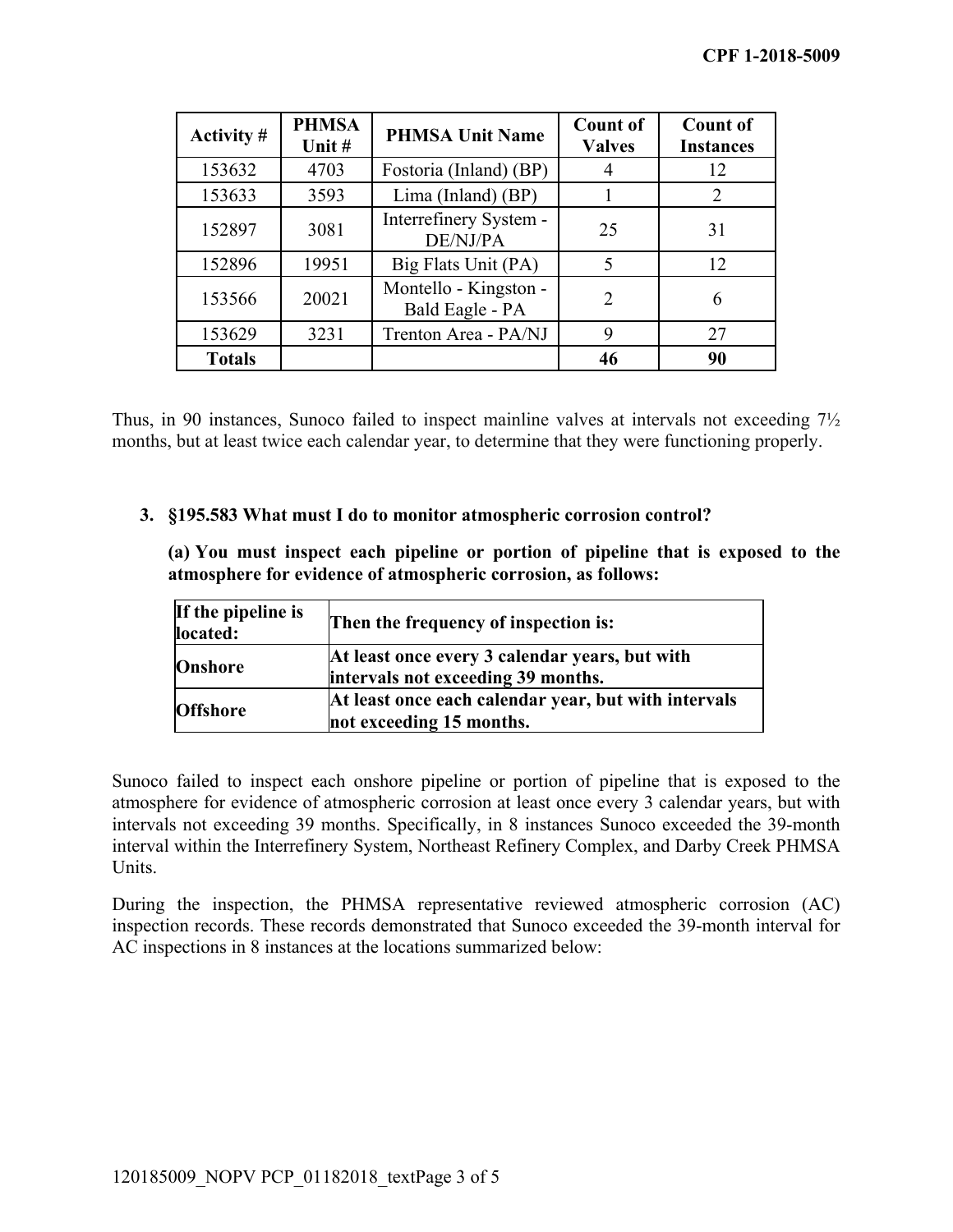| Activity # | PHMSA Unit # | PHMSA Unit Name | Count of Valves | Count of Instances |
|---|---|---|---|---|
| 153632 | 4703 | Fostoria (Inland) (BP) | 4 | 12 |
| 153633 | 3593 | Lima (Inland) (BP) | 1 | 2 |
| 152897 | 3081 | Interrefinery System - DE/NJ/PA | 25 | 31 |
| 152896 | 19951 | Big Flats Unit (PA) | 5 | 12 |
| 153566 | 20021 | Montello - Kingston - Bald Eagle - PA | 2 | 6 |
| 153629 | 3231 | Trenton Area - PA/NJ | 9 | 27 |
| **Totals** | | | **46** | **90** |

Thus, in 90 instances, Sunoco failed to inspect mainline valves at intervals not exceeding 7½ months, but at least twice each calendar year, to determine that they were functioning properly.

**3. §195.583 What must I do to monitor atmospheric corrosion control?**

**(a) You must inspect each pipeline or portion of pipeline that is exposed to the atmosphere for evidence of atmospheric corrosion, as follows:**

| **If the pipeline is located:** | **Then the frequency of inspection is:** |
|---|---|
| **Onshore** | **At least once every 3 calendar years, but with intervals not exceeding 39 months.** |
| **Offshore** | **At least once each calendar year, but with intervals not exceeding 15 months.** |

Sunoco failed to inspect each onshore pipeline or portion of pipeline that is exposed to the atmosphere for evidence of atmospheric corrosion at least once every 3 calendar years, but with intervals not exceeding 39 months. Specifically, in 8 instances Sunoco exceeded the 39-month interval within the Interrefinery System, Northeast Refinery Complex, and Darby Creek PHMSA Units.

During the inspection, the PHMSA representative reviewed atmospheric corrosion (AC) inspection records. These records demonstrated that Sunoco exceeded the 39-month interval for AC inspections in 8 instances at the locations summarized below: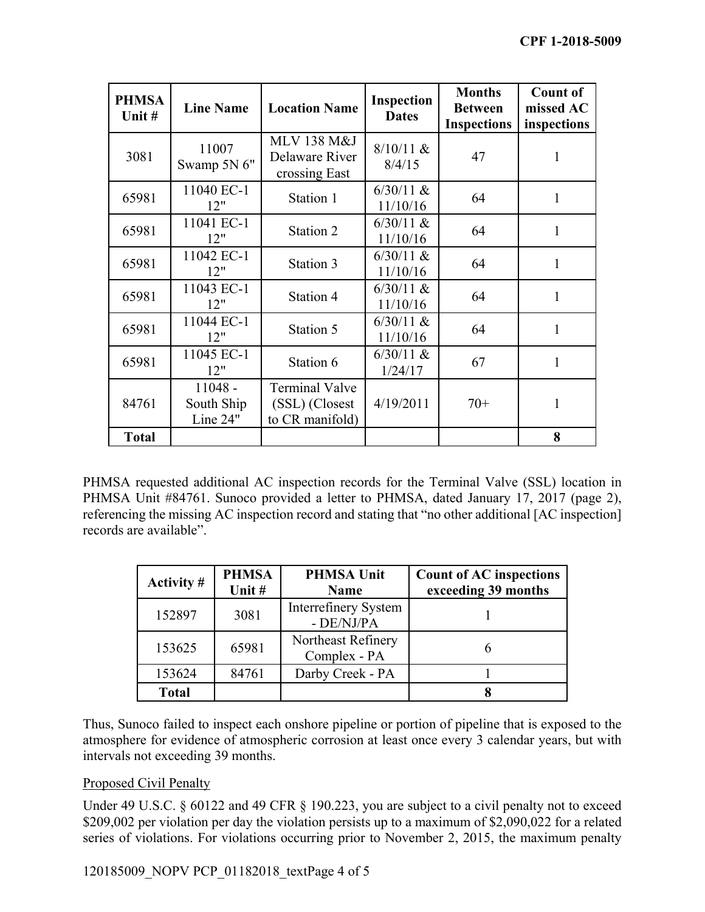| PHMSA Unit # | Line Name | Location Name | Inspection Dates | Months Between Inspections | Count of missed AC inspections |
|---|---|---|---|---|---|
| 3081 | 11007 Swamp 5N 6" | MLV 138 M&J Delaware River crossing East | 8/10/11 & 8/4/15 | 47 | 1 |
| 65981 | 11040 EC-1 12" | Station 1 | 6/30/11 & 11/10/16 | 64 | 1 |
| 65981 | 11041 EC-1 12" | Station 2 | 6/30/11 & 11/10/16 | 64 | 1 |
| 65981 | 11042 EC-1 12" | Station 3 | 6/30/11 & 11/10/16 | 64 | 1 |
| 65981 | 11043 EC-1 12" | Station 4 | 6/30/11 & 11/10/16 | 64 | 1 |
| 65981 | 11044 EC-1 12" | Station 5 | 6/30/11 & 11/10/16 | 64 | 1 |
| 65981 | 11045 EC-1 12" | Station 6 | 6/30/11 & 1/24/17 | 67 | 1 |
| 84761 | 11048 - South Ship Line 24" | Terminal Valve (SSL) (Closest to CR manifold) | 4/19/2011 | 70+ | 1 |
| **Total** | | | | | **8** |

PHMSA requested additional AC inspection records for the Terminal Valve (SSL) location in PHMSA Unit #84761. Sunoco provided a letter to PHMSA, dated January 17, 2017 (page 2), referencing the missing AC inspection record and stating that "no other additional [AC inspection] records are available".

| Activity # | PHMSA Unit # | PHMSA Unit Name | Count of AC inspections exceeding 39 months |
|---|---|---|---|
| 152897 | 3081 | Interrefinery System - DE/NJ/PA | 1 |
| 153625 | 65981 | Northeast Refinery Complex - PA | 6 |
| 153624 | 84761 | Darby Creek - PA | 1 |
| **Total** | | | **8** |

Thus, Sunoco failed to inspect each onshore pipeline or portion of pipeline that is exposed to the atmosphere for evidence of atmospheric corrosion at least once every 3 calendar years, but with intervals not exceeding 39 months.

Proposed Civil Penalty

Under 49 U.S.C. § 60122 and 49 CFR § 190.223, you are subject to a civil penalty not to exceed $209,002 per violation per day the violation persists up to a maximum of $2,090,022 for a related series of violations. For violations occurring prior to November 2, 2015, the maximum penalty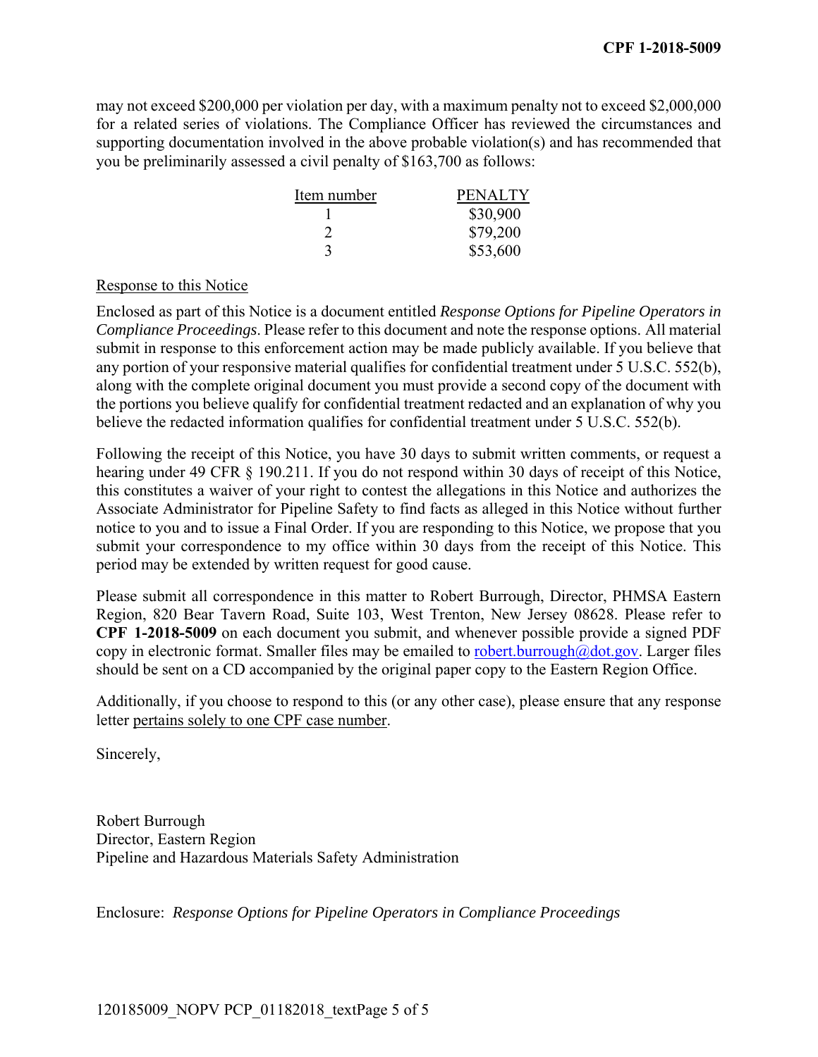may not exceed $200,000 per violation per day, with a maximum penalty not to exceed $2,000,000 for a related series of violations. The Compliance Officer has reviewed the circumstances and supporting documentation involved in the above probable violation(s) and has recommended that you be preliminarily assessed a civil penalty of $163,700 as follows:

| Item number | PENALTY |
|---|---|
| 1 | $30,900 |
| 2 | $79,200 |
| 3 | $53,600 |

Response to this Notice

Enclosed as part of this Notice is a document entitled *Response Options for Pipeline Operators in Compliance Proceedings*. Please refer to this document and note the response options. All material submit in response to this enforcement action may be made publicly available. If you believe that any portion of your responsive material qualifies for confidential treatment under 5 U.S.C. 552(b), along with the complete original document you must provide a second copy of the document with the portions you believe qualify for confidential treatment redacted and an explanation of why you believe the redacted information qualifies for confidential treatment under 5 U.S.C. 552(b).

Following the receipt of this Notice, you have 30 days to submit written comments, or request a hearing under 49 CFR § 190.211. If you do not respond within 30 days of receipt of this Notice, this constitutes a waiver of your right to contest the allegations in this Notice and authorizes the Associate Administrator for Pipeline Safety to find facts as alleged in this Notice without further notice to you and to issue a Final Order. If you are responding to this Notice, we propose that you submit your correspondence to my office within 30 days from the receipt of this Notice. This period may be extended by written request for good cause.

Please submit all correspondence in this matter to Robert Burrough, Director, PHMSA Eastern Region, 820 Bear Tavern Road, Suite 103, West Trenton, New Jersey 08628. Please refer to **CPF 1-2018-5009** on each document you submit, and whenever possible provide a signed PDF copy in electronic format. Smaller files may be emailed to robert.burrough@dot.gov. Larger files should be sent on a CD accompanied by the original paper copy to the Eastern Region Office.

Additionally, if you choose to respond to this (or any other case), please ensure that any response letter pertains solely to one CPF case number.

Sincerely,

Robert Burrough
Director, Eastern Region
Pipeline and Hazardous Materials Safety Administration

Enclosure: *Response Options for Pipeline Operators in Compliance Proceedings*